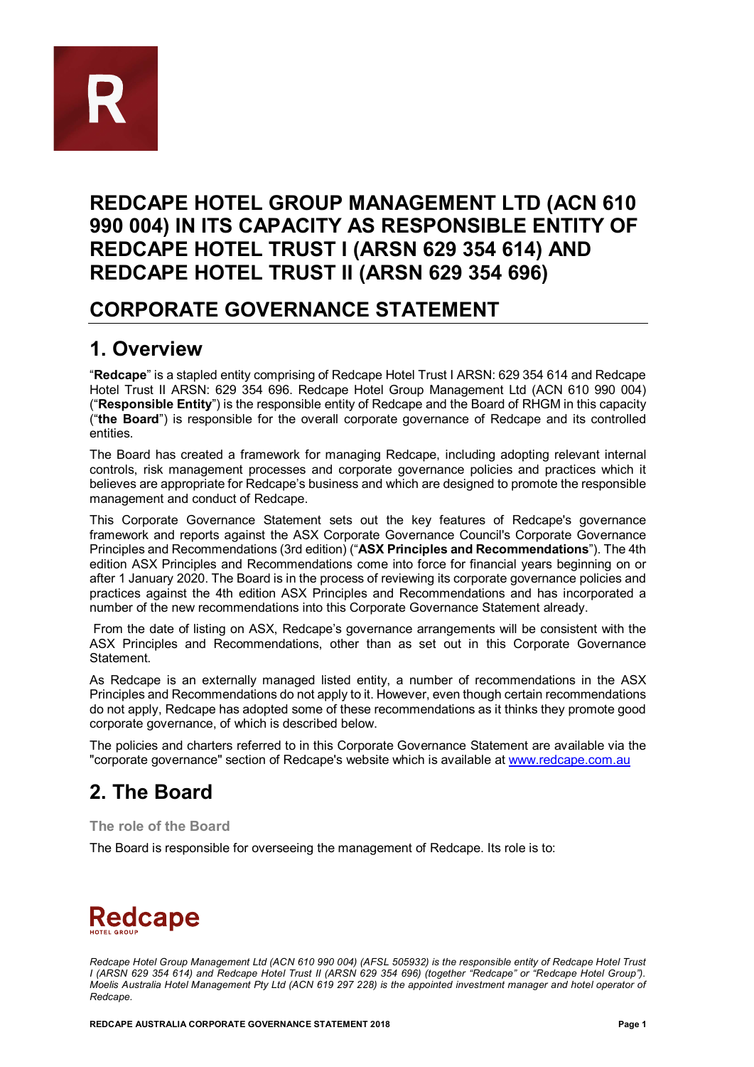# REDCAPE HOTEL GROUP MANAGEMENT LTD (ACN 610 990 004) IN ITS CAPACITY AS RESPONSIBLE ENTITY OF REDCAPE HOTEL TRUST I (ARSN 629 354 614) AND REDCAPE HOTEL TRUST II (ARSN 629 354 696)

# CORPORATE GOVERNANCE STATEMENT

## 1. Overview

"**Redcape**" is a stapled entity comprising of Redcape Hotel Trust I ARSN: 629 354 614 and Redcape Hotel Trust II ARSN: 629 354 696. Redcape Hotel Group Management Ltd (ACN 610 990 004) ("**Responsible Entity**") is the responsible entity of Redcape and the Board of RHGM in this capacity ("**the Board**") is responsible for the overall corporate governance of Redcape and its controlled entities.

The Board has created a framework for managing Redcape, including adopting relevant internal controls, risk management processes and corporate governance policies and practices which it believes are appropriate for Redcape's business and which are designed to promote the responsible management and conduct of Redcape.

This Corporate Governance Statement sets out the key features of Redcape's governance framework and reports against the ASX Corporate Governance Council's Corporate Governance Principles and Recommendations (3rd edition) ("**ASX Principles and Recommendations**"). The 4th edition ASX Principles and Recommendations come into force for financial years beginning on or after 1 January 2020. The Board is in the process of reviewing its corporate governance policies and practices against the 4th edition ASX Principles and Recommendations and has incorporated a number of the new recommendations into this Corporate Governance Statement already.

From the date of listing on ASX, Redcape's governance arrangements will be consistent with the ASX Principles and Recommendations, other than as set out in this Corporate Governance Statement.

As Redcape is an externally managed listed entity, a number of recommendations in the ASX Principles and Recommendations do not apply to it. However, even though certain recommendations do not apply, Redcape has adopted some of these recommendations as it thinks they promote good corporate governance, of which is described below.

The policies and charters referred to in this Corporate Governance Statement are available via the "corporate governance" section of Redcape's website which is available at www.redcape.com.au

## 2. The Board

### The role of the Board

The Board is responsible for overseeing the management of Redcape. Its role is to:

*Redcape Hotel Group Management Ltd (ACN 610 990 004) (AFSL 505932) is the responsible entity of Redcape Hotel Trust I (ARSN 629 354 614) and Redcape Hotel Trust II (ARSN 629 354 696) (together "Redcape" or "Redcape Hotel Group"). Moelis Australia Hotel Management Pty Ltd (ACN 619 297 228) is the appointed investment manager and hotel operator of Redcape.*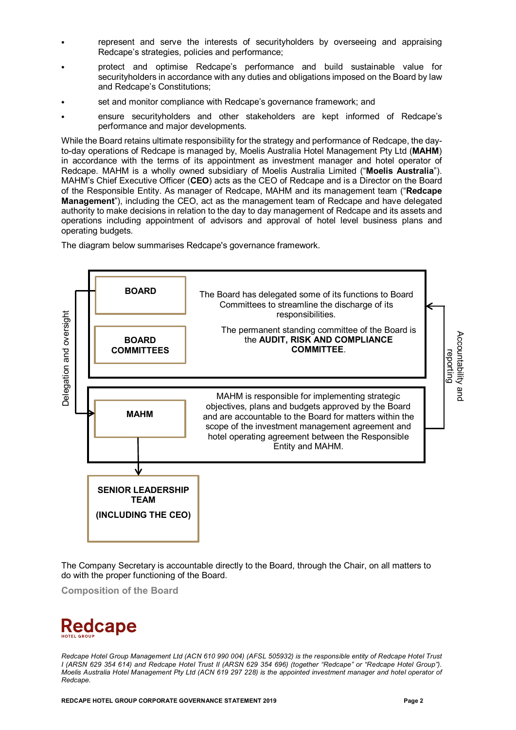- represent and serve the interests of securityholders by overseeing and appraising Redcape's strategies, policies and performance;
- protect and optimise Redcape's performance and build sustainable value for securityholders in accordance with any duties and obligations imposed on the Board by law and Redcape's Constitutions;
- set and monitor compliance with Redcape's governance framework; and
- ensure securityholders and other stakeholders are kept informed of Redcape's performance and major developments.

While the Board retains ultimate responsibility for the strategy and performance of Redcape, the day-to-day operations of Redcape is managed by, Moelis Australia Hotel Management Pty Ltd (**MAHM**) in accordance with the terms of its appointment as investment manager and hotel operator of Redcape. MAHM is a wholly owned subsidiary of Moelis Australia Limited ("**Moelis Australia**"). MAHM's Chief Executive Officer (**CEO**) acts as the CEO of Redcape and is a Director on the Board of the Responsible Entity. As manager of Redcape, MAHM and its management team ("**Redcape Management**"), including the CEO, act as the management team of Redcape and have delegated authority to make decisions in relation to the day to day management of Redcape and its assets and operations including appointment of advisors and approval of hotel level business plans and operating budgets.

The diagram below summarises Redcape's governance framework.

Delegation and oversight

**BOARD**

**BOARD COMMITTEES**

The Board has delegated some of its functions to Board Committees to streamline the discharge of its responsibilities.

The permanent standing committee of the Board is the **AUDIT, RISK AND COMPLIANCE COMMITTEE**.

**MAHM**

MAHM is responsible for implementing strategic objectives, plans and budgets approved by the Board and are accountable to the Board for matters within the scope of the investment management agreement and hotel operating agreement between the Responsible Entity and MAHM.

**SENIOR LEADERSHIP TEAM**

**(INCLUDING THE CEO)**

Accountability and reporting

The Company Secretary is accountable directly to the Board, through the Chair, on all matters to do with the proper functioning of the Board.

## Composition of the Board

*Redcape Hotel Group Management Ltd (ACN 610 990 004) (AFSL 505932) is the responsible entity of Redcape Hotel Trust I (ARSN 629 354 614) and Redcape Hotel Trust II (ARSN 629 354 696) (together "Redcape" or "Redcape Hotel Group"). Moelis Australia Hotel Management Pty Ltd (ACN 619 297 228) is the appointed investment manager and hotel operator of Redcape.*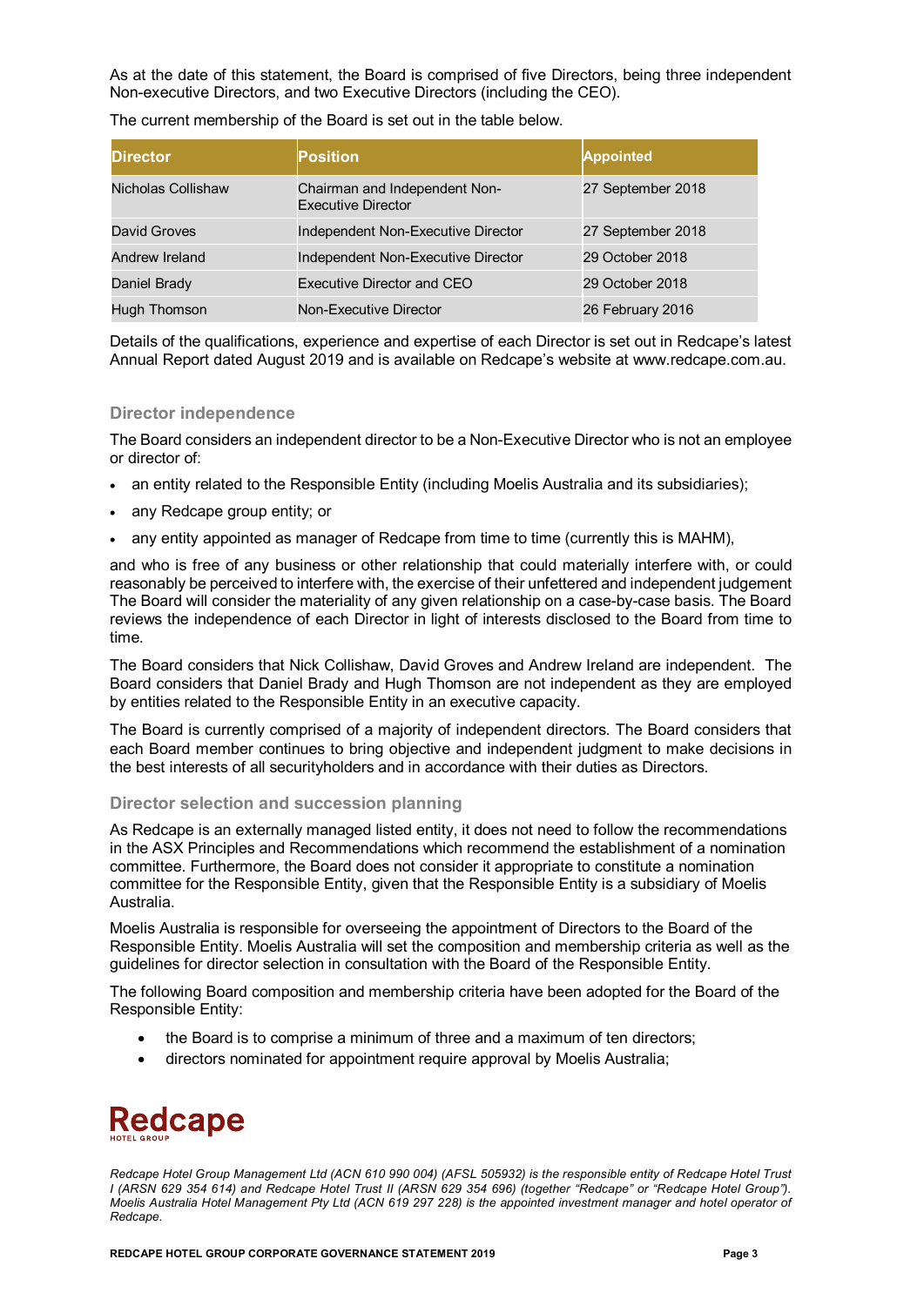As at the date of this statement, the Board is comprised of five Directors, being three independent Non-executive Directors, and two Executive Directors (including the CEO).

The current membership of the Board is set out in the table below.

| Director | Position | Appointed |
|---|---|---|
| Nicholas Collishaw | Chairman and Independent Non-Executive Director | 27 September 2018 |
| David Groves | Independent Non-Executive Director | 27 September 2018 |
| Andrew Ireland | Independent Non-Executive Director | 29 October 2018 |
| Daniel Brady | Executive Director and CEO | 29 October 2018 |
| Hugh Thomson | Non-Executive Director | 26 February 2016 |

Details of the qualifications, experience and expertise of each Director is set out in Redcape's latest Annual Report dated August 2019 and is available on Redcape's website at www.redcape.com.au.

### Director independence

The Board considers an independent director to be a Non-Executive Director who is not an employee or director of:

- an entity related to the Responsible Entity (including Moelis Australia and its subsidiaries);
- any Redcape group entity; or
- any entity appointed as manager of Redcape from time to time (currently this is MAHM),

and who is free of any business or other relationship that could materially interfere with, or could reasonably be perceived to interfere with, the exercise of their unfettered and independent judgement The Board will consider the materiality of any given relationship on a case-by-case basis. The Board reviews the independence of each Director in light of interests disclosed to the Board from time to time.

The Board considers that Nick Collishaw, David Groves and Andrew Ireland are independent. The Board considers that Daniel Brady and Hugh Thomson are not independent as they are employed by entities related to the Responsible Entity in an executive capacity.

The Board is currently comprised of a majority of independent directors. The Board considers that each Board member continues to bring objective and independent judgment to make decisions in the best interests of all securityholders and in accordance with their duties as Directors.

### Director selection and succession planning

As Redcape is an externally managed listed entity, it does not need to follow the recommendations in the ASX Principles and Recommendations which recommend the establishment of a nomination committee. Furthermore, the Board does not consider it appropriate to constitute a nomination committee for the Responsible Entity, given that the Responsible Entity is a subsidiary of Moelis Australia.

Moelis Australia is responsible for overseeing the appointment of Directors to the Board of the Responsible Entity. Moelis Australia will set the composition and membership criteria as well as the guidelines for director selection in consultation with the Board of the Responsible Entity.

The following Board composition and membership criteria have been adopted for the Board of the Responsible Entity:

- the Board is to comprise a minimum of three and a maximum of ten directors;
- directors nominated for appointment require approval by Moelis Australia;

*Redcape Hotel Group Management Ltd (ACN 610 990 004) (AFSL 505932) is the responsible entity of Redcape Hotel Trust I (ARSN 629 354 614) and Redcape Hotel Trust II (ARSN 629 354 696) (together "Redcape" or "Redcape Hotel Group"). Moelis Australia Hotel Management Pty Ltd (ACN 619 297 228) is the appointed investment manager and hotel operator of Redcape.*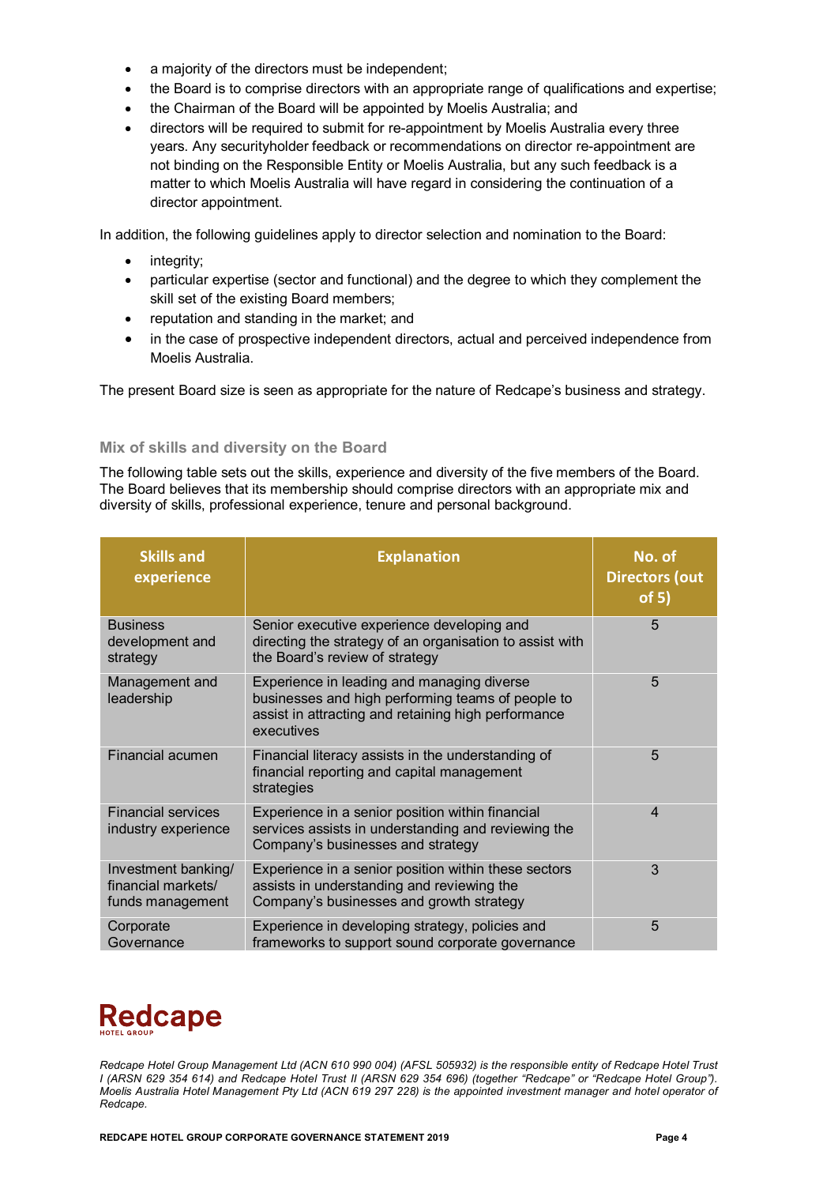- a majority of the directors must be independent;
- the Board is to comprise directors with an appropriate range of qualifications and expertise;
- the Chairman of the Board will be appointed by Moelis Australia; and
- directors will be required to submit for re-appointment by Moelis Australia every three years. Any securityholder feedback or recommendations on director re-appointment are not binding on the Responsible Entity or Moelis Australia, but any such feedback is a matter to which Moelis Australia will have regard in considering the continuation of a director appointment.

In addition, the following guidelines apply to director selection and nomination to the Board:

- integrity;
- particular expertise (sector and functional) and the degree to which they complement the skill set of the existing Board members;
- reputation and standing in the market; and
- in the case of prospective independent directors, actual and perceived independence from Moelis Australia.

The present Board size is seen as appropriate for the nature of Redcape's business and strategy.

### Mix of skills and diversity on the Board

The following table sets out the skills, experience and diversity of the five members of the Board. The Board believes that its membership should comprise directors with an appropriate mix and diversity of skills, professional experience, tenure and personal background.

| Skills and experience | Explanation | No. of Directors (out of 5) |
| --- | --- | --- |
| Business development and strategy | Senior executive experience developing and directing the strategy of an organisation to assist with the Board's review of strategy | 5 |
| Management and leadership | Experience in leading and managing diverse businesses and high performing teams of people to assist in attracting and retaining high performance executives | 5 |
| Financial acumen | Financial literacy assists in the understanding of financial reporting and capital management strategies | 5 |
| Financial services industry experience | Experience in a senior position within financial services assists in understanding and reviewing the Company's businesses and strategy | 4 |
| Investment banking/ financial markets/ funds management | Experience in a senior position within these sectors assists in understanding and reviewing the Company's businesses and growth strategy | 3 |
| Corporate Governance | Experience in developing strategy, policies and frameworks to support sound corporate governance | 5 |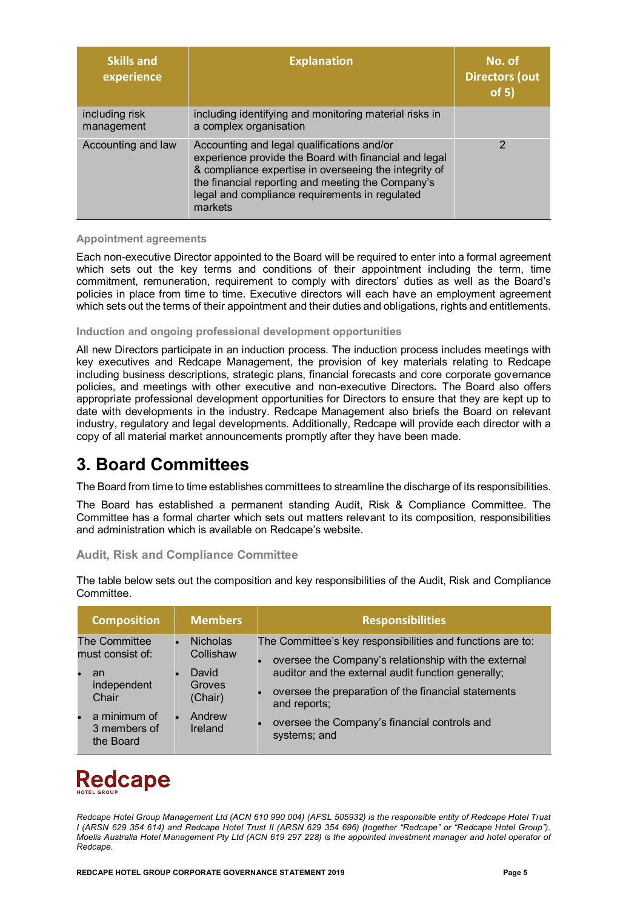| Skills and experience | Explanation | No. of Directors (out of 5) |
|---|---|---|
| including risk management | including identifying and monitoring material risks in a complex organisation | |
| Accounting and law | Accounting and legal qualifications and/or experience provide the Board with financial and legal & compliance expertise in overseeing the integrity of the financial reporting and meeting the Company's legal and compliance requirements in regulated markets | 2 |

### Appointment agreements

Each non-executive Director appointed to the Board will be required to enter into a formal agreement which sets out the key terms and conditions of their appointment including the term, time commitment, remuneration, requirement to comply with directors' duties as well as the Board's policies in place from time to time. Executive directors will each have an employment agreement which sets out the terms of their appointment and their duties and obligations, rights and entitlements.

### Induction and ongoing professional development opportunities

All new Directors participate in an induction process. The induction process includes meetings with key executives and Redcape Management, the provision of key materials relating to Redcape including business descriptions, strategic plans, financial forecasts and core corporate governance policies, and meetings with other executive and non-executive Directors**.** The Board also offers appropriate professional development opportunities for Directors to ensure that they are kept up to date with developments in the industry. Redcape Management also briefs the Board on relevant industry, regulatory and legal developments. Additionally, Redcape will provide each director with a copy of all material market announcements promptly after they have been made.

# 3. Board Committees

The Board from time to time establishes committees to streamline the discharge of its responsibilities.

The Board has established a permanent standing Audit, Risk & Compliance Committee. The Committee has a formal charter which sets out matters relevant to its composition, responsibilities and administration which is available on Redcape's website.

### Audit, Risk and Compliance Committee

The table below sets out the composition and key responsibilities of the Audit, Risk and Compliance Committee.

| Composition | Members | Responsibilities |
|---|---|---|
| The Committee must consist of:<br>• an independent Chair<br>• a minimum of 3 members of the Board | • Nicholas Collishaw<br>• David Groves (Chair)<br>• Andrew Ireland | The Committee's key responsibilities and functions are to:<br>• oversee the Company's relationship with the external auditor and the external audit function generally;<br>• oversee the preparation of the financial statements and reports;<br>• oversee the Company's financial controls and systems; and |

Redcape HOTEL GROUP

*Redcape Hotel Group Management Ltd (ACN 610 990 004) (AFSL 505932) is the responsible entity of Redcape Hotel Trust I (ARSN 629 354 614) and Redcape Hotel Trust II (ARSN 629 354 696) (together "Redcape" or "Redcape Hotel Group"). Moelis Australia Hotel Management Pty Ltd (ACN 619 297 228) is the appointed investment manager and hotel operator of Redcape.*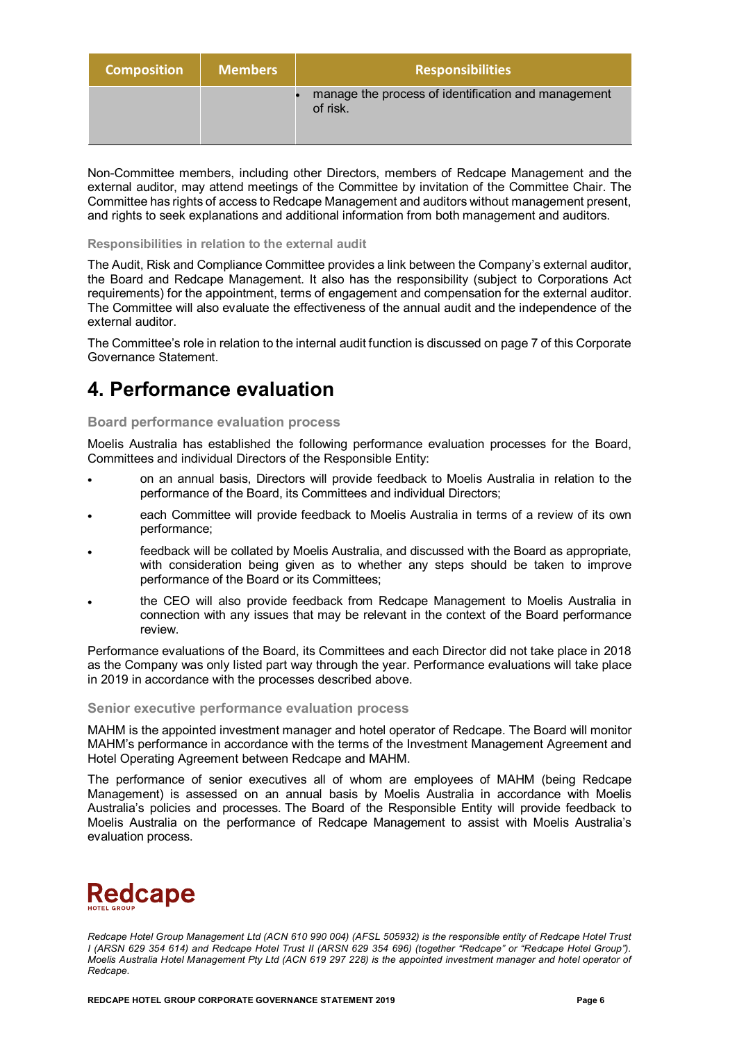| Composition | Members | Responsibilities |
| --- | --- | --- |
| | | • manage the process of identification and management of risk. |

Non-Committee members, including other Directors, members of Redcape Management and the external auditor, may attend meetings of the Committee by invitation of the Committee Chair. The Committee has rights of access to Redcape Management and auditors without management present, and rights to seek explanations and additional information from both management and auditors.

### Responsibilities in relation to the external audit

The Audit, Risk and Compliance Committee provides a link between the Company's external auditor, the Board and Redcape Management. It also has the responsibility (subject to Corporations Act requirements) for the appointment, terms of engagement and compensation for the external auditor. The Committee will also evaluate the effectiveness of the annual audit and the independence of the external auditor.

The Committee's role in relation to the internal audit function is discussed on page 7 of this Corporate Governance Statement.

## 4. Performance evaluation

### Board performance evaluation process

Moelis Australia has established the following performance evaluation processes for the Board, Committees and individual Directors of the Responsible Entity:

- on an annual basis, Directors will provide feedback to Moelis Australia in relation to the performance of the Board, its Committees and individual Directors;
- each Committee will provide feedback to Moelis Australia in terms of a review of its own performance;
- feedback will be collated by Moelis Australia, and discussed with the Board as appropriate, with consideration being given as to whether any steps should be taken to improve performance of the Board or its Committees;
- the CEO will also provide feedback from Redcape Management to Moelis Australia in connection with any issues that may be relevant in the context of the Board performance review.

Performance evaluations of the Board, its Committees and each Director did not take place in 2018 as the Company was only listed part way through the year. Performance evaluations will take place in 2019 in accordance with the processes described above.

### Senior executive performance evaluation process

MAHM is the appointed investment manager and hotel operator of Redcape. The Board will monitor MAHM's performance in accordance with the terms of the Investment Management Agreement and Hotel Operating Agreement between Redcape and MAHM.

The performance of senior executives all of whom are employees of MAHM (being Redcape Management) is assessed on an annual basis by Moelis Australia in accordance with Moelis Australia's policies and processes. The Board of the Responsible Entity will provide feedback to Moelis Australia on the performance of Redcape Management to assist with Moelis Australia's evaluation process.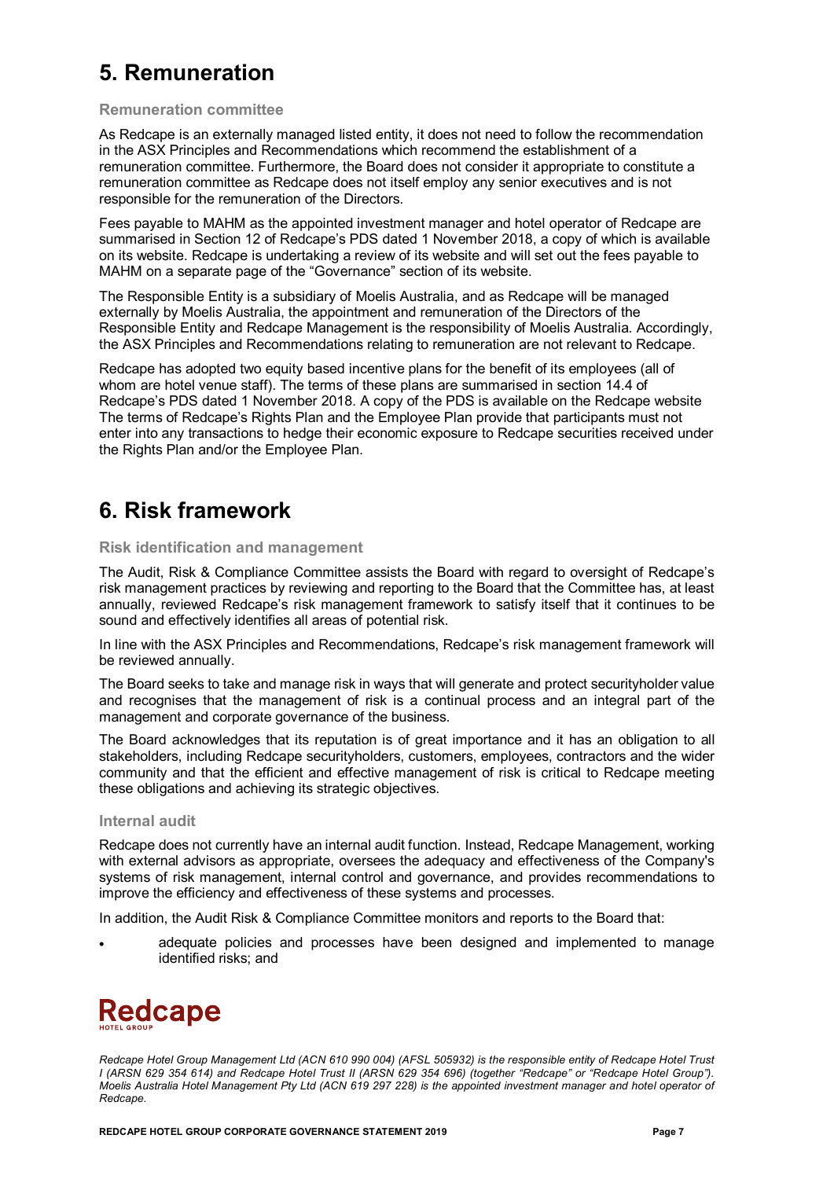# 5. Remuneration

### Remuneration committee

As Redcape is an externally managed listed entity, it does not need to follow the recommendation in the ASX Principles and Recommendations which recommend the establishment of a remuneration committee. Furthermore, the Board does not consider it appropriate to constitute a remuneration committee as Redcape does not itself employ any senior executives and is not responsible for the remuneration of the Directors.

Fees payable to MAHM as the appointed investment manager and hotel operator of Redcape are summarised in Section 12 of Redcape's PDS dated 1 November 2018, a copy of which is available on its website. Redcape is undertaking a review of its website and will set out the fees payable to MAHM on a separate page of the "Governance" section of its website.

The Responsible Entity is a subsidiary of Moelis Australia, and as Redcape will be managed externally by Moelis Australia, the appointment and remuneration of the Directors of the Responsible Entity and Redcape Management is the responsibility of Moelis Australia. Accordingly, the ASX Principles and Recommendations relating to remuneration are not relevant to Redcape.

Redcape has adopted two equity based incentive plans for the benefit of its employees (all of whom are hotel venue staff). The terms of these plans are summarised in section 14.4 of Redcape's PDS dated 1 November 2018. A copy of the PDS is available on the Redcape website The terms of Redcape's Rights Plan and the Employee Plan provide that participants must not enter into any transactions to hedge their economic exposure to Redcape securities received under the Rights Plan and/or the Employee Plan.

# 6. Risk framework

### Risk identification and management

The Audit, Risk & Compliance Committee assists the Board with regard to oversight of Redcape's risk management practices by reviewing and reporting to the Board that the Committee has, at least annually, reviewed Redcape's risk management framework to satisfy itself that it continues to be sound and effectively identifies all areas of potential risk.

In line with the ASX Principles and Recommendations, Redcape's risk management framework will be reviewed annually.

The Board seeks to take and manage risk in ways that will generate and protect securityholder value and recognises that the management of risk is a continual process and an integral part of the management and corporate governance of the business.

The Board acknowledges that its reputation is of great importance and it has an obligation to all stakeholders, including Redcape securityholders, customers, employees, contractors and the wider community and that the efficient and effective management of risk is critical to Redcape meeting these obligations and achieving its strategic objectives.

### Internal audit

Redcape does not currently have an internal audit function. Instead, Redcape Management, working with external advisors as appropriate, oversees the adequacy and effectiveness of the Company's systems of risk management, internal control and governance, and provides recommendations to improve the efficiency and effectiveness of these systems and processes.

In addition, the Audit Risk & Compliance Committee monitors and reports to the Board that:

- adequate policies and processes have been designed and implemented to manage identified risks; and

*Redcape Hotel Group Management Ltd (ACN 610 990 004) (AFSL 505932) is the responsible entity of Redcape Hotel Trust I (ARSN 629 354 614) and Redcape Hotel Trust II (ARSN 629 354 696) (together "Redcape" or "Redcape Hotel Group"). Moelis Australia Hotel Management Pty Ltd (ACN 619 297 228) is the appointed investment manager and hotel operator of Redcape.*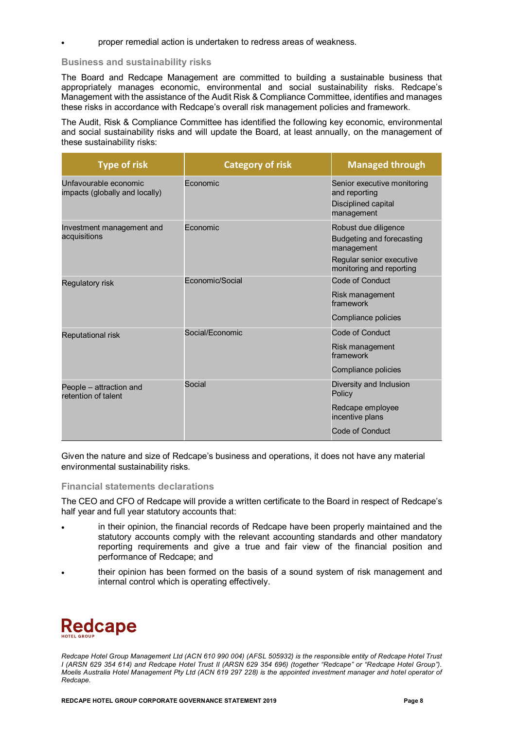- proper remedial action is undertaken to redress areas of weakness.

### Business and sustainability risks

The Board and Redcape Management are committed to building a sustainable business that appropriately manages economic, environmental and social sustainability risks. Redcape's Management with the assistance of the Audit Risk & Compliance Committee, identifies and manages these risks in accordance with Redcape's overall risk management policies and framework.

The Audit, Risk & Compliance Committee has identified the following key economic, environmental and social sustainability risks and will update the Board, at least annually, on the management of these sustainability risks:

| Type of risk | Category of risk | Managed through |
|---|---|---|
| Unfavourable economic impacts (globally and locally) | Economic | Senior executive monitoring and reporting<br>Disciplined capital management |
| Investment management and acquisitions | Economic | Robust due diligence<br>Budgeting and forecasting management<br>Regular senior executive monitoring and reporting |
| Regulatory risk | Economic/Social | Code of Conduct<br>Risk management framework<br>Compliance policies |
| Reputational risk | Social/Economic | Code of Conduct<br>Risk management framework<br>Compliance policies |
| People – attraction and retention of talent | Social | Diversity and Inclusion Policy<br>Redcape employee incentive plans<br>Code of Conduct |

Given the nature and size of Redcape's business and operations, it does not have any material environmental sustainability risks.

### Financial statements declarations

The CEO and CFO of Redcape will provide a written certificate to the Board in respect of Redcape's half year and full year statutory accounts that:

- in their opinion, the financial records of Redcape have been properly maintained and the statutory accounts comply with the relevant accounting standards and other mandatory reporting requirements and give a true and fair view of the financial position and performance of Redcape; and
- their opinion has been formed on the basis of a sound system of risk management and internal control which is operating effectively.

*Redcape Hotel Group Management Ltd (ACN 610 990 004) (AFSL 505932) is the responsible entity of Redcape Hotel Trust I (ARSN 629 354 614) and Redcape Hotel Trust II (ARSN 629 354 696) (together "Redcape" or "Redcape Hotel Group"). Moelis Australia Hotel Management Pty Ltd (ACN 619 297 228) is the appointed investment manager and hotel operator of Redcape.*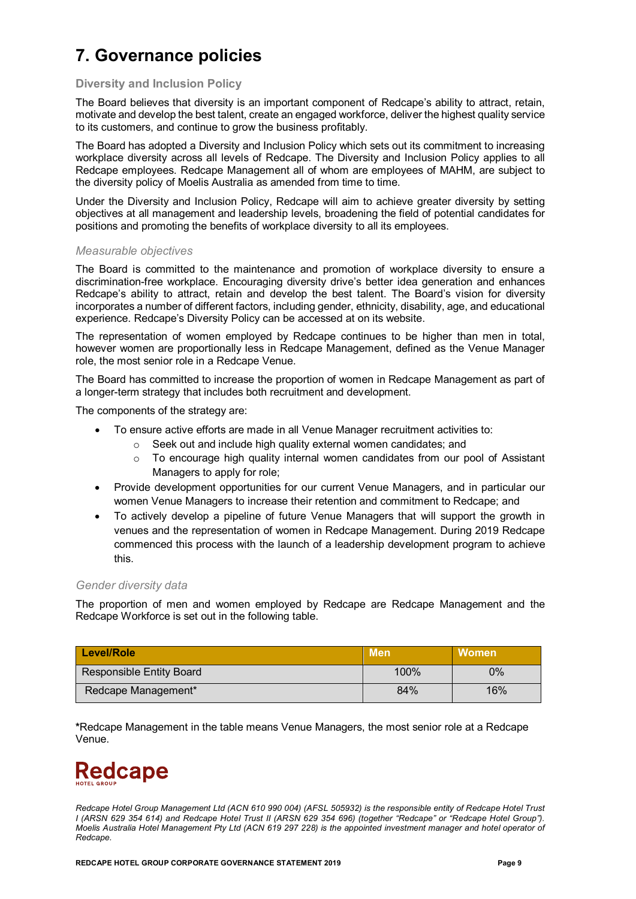# 7. Governance policies

## Diversity and Inclusion Policy

The Board believes that diversity is an important component of Redcape's ability to attract, retain, motivate and develop the best talent, create an engaged workforce, deliver the highest quality service to its customers, and continue to grow the business profitably.

The Board has adopted a Diversity and Inclusion Policy which sets out its commitment to increasing workplace diversity across all levels of Redcape. The Diversity and Inclusion Policy applies to all Redcape employees. Redcape Management all of whom are employees of MAHM, are subject to the diversity policy of Moelis Australia as amended from time to time.

Under the Diversity and Inclusion Policy, Redcape will aim to achieve greater diversity by setting objectives at all management and leadership levels, broadening the field of potential candidates for positions and promoting the benefits of workplace diversity to all its employees.

### *Measurable objectives*

The Board is committed to the maintenance and promotion of workplace diversity to ensure a discrimination-free workplace. Encouraging diversity drive's better idea generation and enhances Redcape's ability to attract, retain and develop the best talent. The Board's vision for diversity incorporates a number of different factors, including gender, ethnicity, disability, age, and educational experience. Redcape's Diversity Policy can be accessed at on its website.

The representation of women employed by Redcape continues to be higher than men in total, however women are proportionally less in Redcape Management, defined as the Venue Manager role, the most senior role in a Redcape Venue.

The Board has committed to increase the proportion of women in Redcape Management as part of a longer-term strategy that includes both recruitment and development.

The components of the strategy are:

- To ensure active efforts are made in all Venue Manager recruitment activities to:
  - Seek out and include high quality external women candidates; and
  - To encourage high quality internal women candidates from our pool of Assistant Managers to apply for role;
- Provide development opportunities for our current Venue Managers, and in particular our women Venue Managers to increase their retention and commitment to Redcape; and
- To actively develop a pipeline of future Venue Managers that will support the growth in venues and the representation of women in Redcape Management. During 2019 Redcape commenced this process with the launch of a leadership development program to achieve this.

### *Gender diversity data*

The proportion of men and women employed by Redcape are Redcape Management and the Redcape Workforce is set out in the following table.

| Level/Role | Men | Women |
|---|---|---|
| Responsible Entity Board | 100% | 0% |
| Redcape Management* | 84% | 16% |

**\***Redcape Management in the table means Venue Managers, the most senior role at a Redcape Venue.

Redcape HOTEL GROUP

*Redcape Hotel Group Management Ltd (ACN 610 990 004) (AFSL 505932) is the responsible entity of Redcape Hotel Trust I (ARSN 629 354 614) and Redcape Hotel Trust II (ARSN 629 354 696) (together "Redcape" or "Redcape Hotel Group"). Moelis Australia Hotel Management Pty Ltd (ACN 619 297 228) is the appointed investment manager and hotel operator of Redcape.*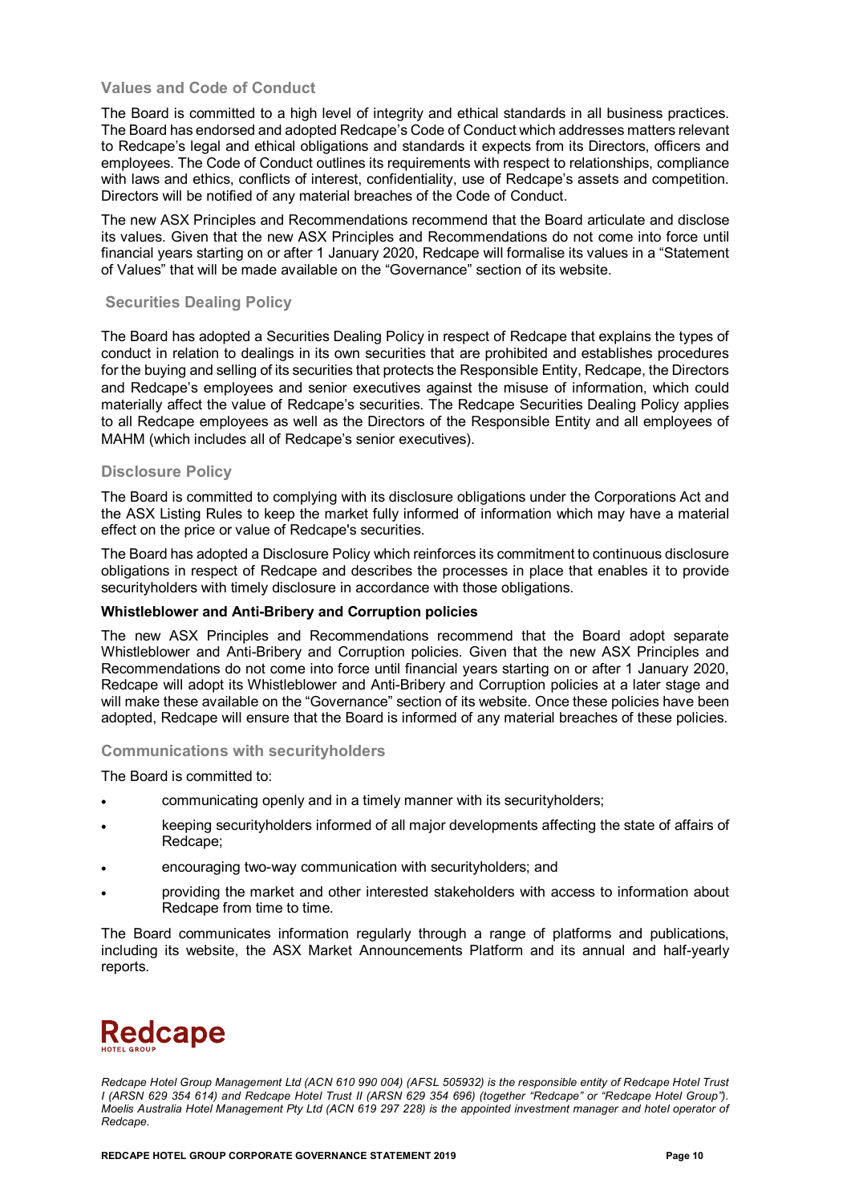### Values and Code of Conduct

The Board is committed to a high level of integrity and ethical standards in all business practices. The Board has endorsed and adopted Redcape's Code of Conduct which addresses matters relevant to Redcape's legal and ethical obligations and standards it expects from its Directors, officers and employees. The Code of Conduct outlines its requirements with respect to relationships, compliance with laws and ethics, conflicts of interest, confidentiality, use of Redcape's assets and competition. Directors will be notified of any material breaches of the Code of Conduct.

The new ASX Principles and Recommendations recommend that the Board articulate and disclose its values. Given that the new ASX Principles and Recommendations do not come into force until financial years starting on or after 1 January 2020, Redcape will formalise its values in a "Statement of Values" that will be made available on the "Governance" section of its website.

### Securities Dealing Policy

The Board has adopted a Securities Dealing Policy in respect of Redcape that explains the types of conduct in relation to dealings in its own securities that are prohibited and establishes procedures for the buying and selling of its securities that protects the Responsible Entity, Redcape, the Directors and Redcape's employees and senior executives against the misuse of information, which could materially affect the value of Redcape's securities. The Redcape Securities Dealing Policy applies to all Redcape employees as well as the Directors of the Responsible Entity and all employees of MAHM (which includes all of Redcape's senior executives).

### Disclosure Policy

The Board is committed to complying with its disclosure obligations under the Corporations Act and the ASX Listing Rules to keep the market fully informed of information which may have a material effect on the price or value of Redcape's securities.

The Board has adopted a Disclosure Policy which reinforces its commitment to continuous disclosure obligations in respect of Redcape and describes the processes in place that enables it to provide securityholders with timely disclosure in accordance with those obligations.

**Whistleblower and Anti-Bribery and Corruption policies**

The new ASX Principles and Recommendations recommend that the Board adopt separate Whistleblower and Anti-Bribery and Corruption policies. Given that the new ASX Principles and Recommendations do not come into force until financial years starting on or after 1 January 2020, Redcape will adopt its Whistleblower and Anti-Bribery and Corruption policies at a later stage and will make these available on the "Governance" section of its website. Once these policies have been adopted, Redcape will ensure that the Board is informed of any material breaches of these policies.

### Communications with securityholders

The Board is committed to:

- communicating openly and in a timely manner with its securityholders;
- keeping securityholders informed of all major developments affecting the state of affairs of Redcape;
- encouraging two-way communication with securityholders; and
- providing the market and other interested stakeholders with access to information about Redcape from time to time.

The Board communicates information regularly through a range of platforms and publications, including its website, the ASX Market Announcements Platform and its annual and half-yearly reports.

*Redcape Hotel Group Management Ltd (ACN 610 990 004) (AFSL 505932) is the responsible entity of Redcape Hotel Trust I (ARSN 629 354 614) and Redcape Hotel Trust II (ARSN 629 354 696) (together "Redcape" or "Redcape Hotel Group"). Moelis Australia Hotel Management Pty Ltd (ACN 619 297 228) is the appointed investment manager and hotel operator of Redcape.*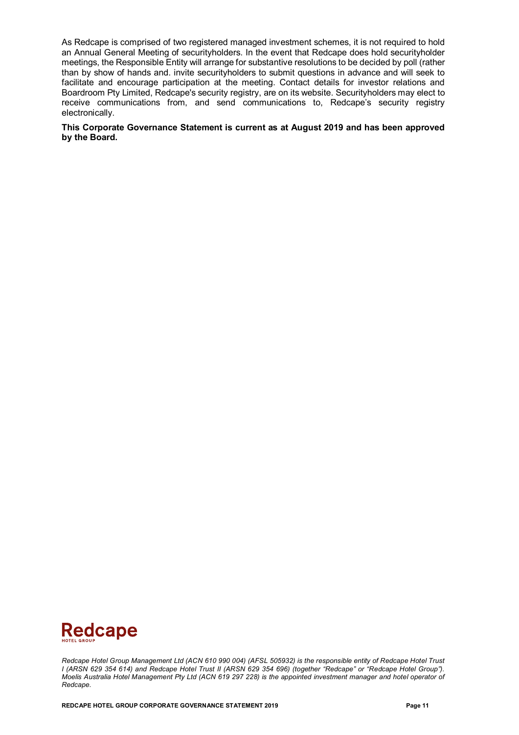As Redcape is comprised of two registered managed investment schemes, it is not required to hold an Annual General Meeting of securityholders. In the event that Redcape does hold securityholder meetings, the Responsible Entity will arrange for substantive resolutions to be decided by poll (rather than by show of hands and. invite securityholders to submit questions in advance and will seek to facilitate and encourage participation at the meeting. Contact details for investor relations and Boardroom Pty Limited, Redcape's security registry, are on its website. Securityholders may elect to receive communications from, and send communications to, Redcape's security registry electronically.

**This Corporate Governance Statement is current as at August 2019 and has been approved by the Board.**

Redcape
HOTEL GROUP

*Redcape Hotel Group Management Ltd (ACN 610 990 004) (AFSL 505932) is the responsible entity of Redcape Hotel Trust I (ARSN 629 354 614) and Redcape Hotel Trust II (ARSN 629 354 696) (together "Redcape" or "Redcape Hotel Group"). Moelis Australia Hotel Management Pty Ltd (ACN 619 297 228) is the appointed investment manager and hotel operator of Redcape.*